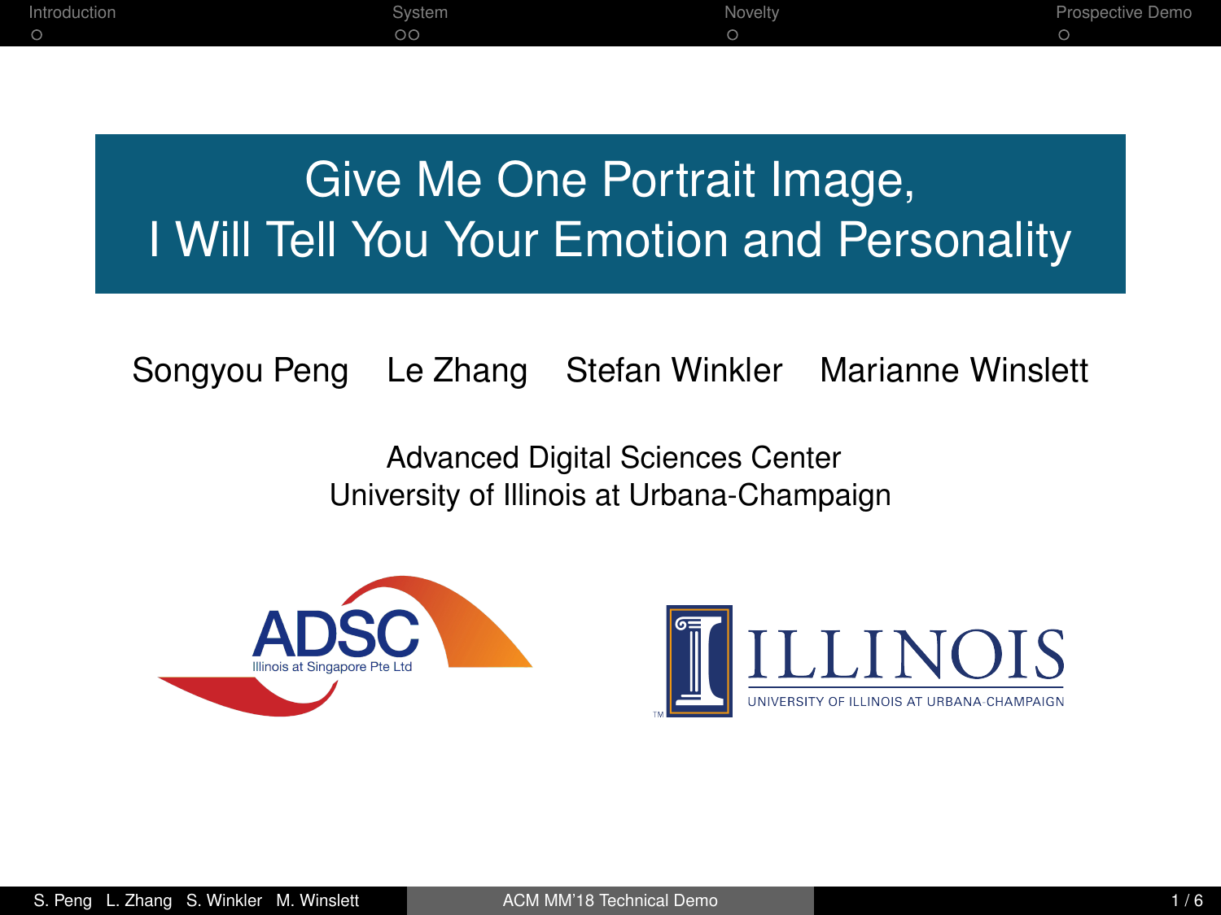# Give Me One Portrait Image, I Will Tell You Your Emotion and Personality

Songyou Peng    Le Zhang    Stefan Winkler    Marianne Winslett

Advanced Digital Sciences Center
University of Illinois at Urbana-Champaign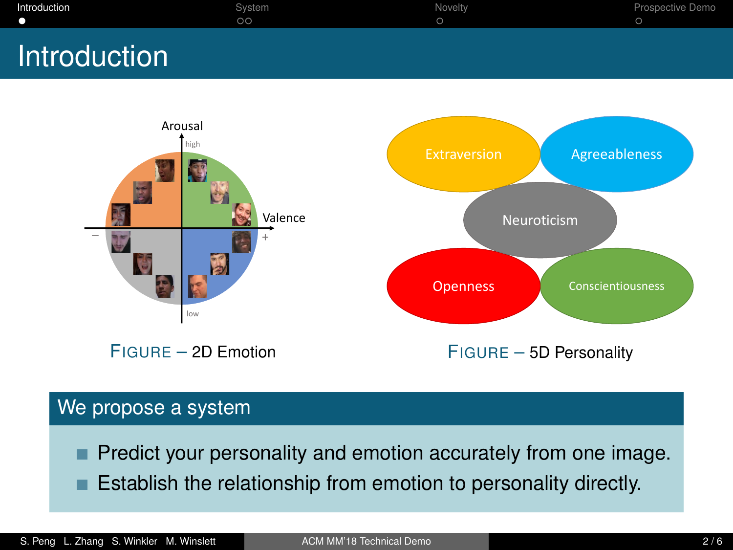# Introduction

Arousal

high

Valence

−

+

low

FIGURE – 2D Emotion

Extraversion

Agreeableness

Neuroticism

Openness

Conscientiousness

FIGURE – 5D Personality

## We propose a system

- Predict your personality and emotion accurately from one image.
- Establish the relationship from emotion to personality directly.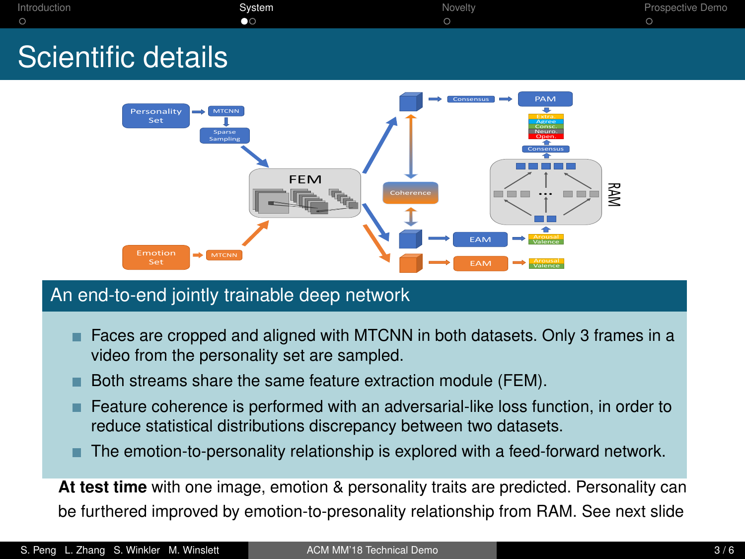# Scientific details

## An end-to-end jointly trainable deep network

- Faces are cropped and aligned with MTCNN in both datasets. Only 3 frames in a video from the personality set are sampled.
- Both streams share the same feature extraction module (FEM).
- Feature coherence is performed with an adversarial-like loss function, in order to reduce statistical distributions discrepancy between two datasets.
- The emotion-to-personality relationship is explored with a feed-forward network.

**At test time** with one image, emotion & personality traits are predicted. Personality can be furthered improved by emotion-to-presonality relationship from RAM. See next slide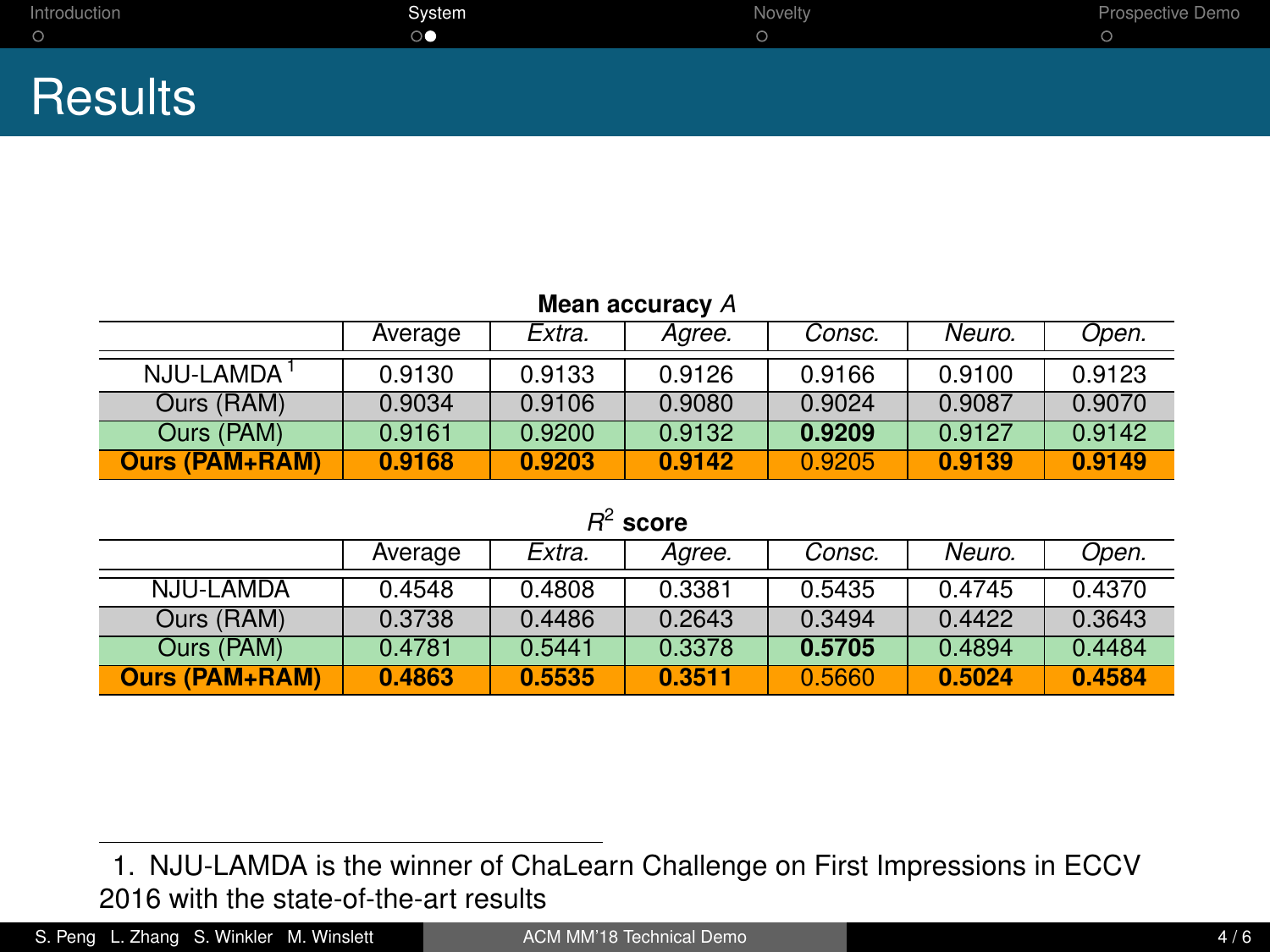# Results

**Mean accuracy** $A$

| | Average | *Extra.* | *Agree.* | *Consc.* | *Neuro.* | *Open.* |
|---|---|---|---|---|---|---|
| NJU-LAMDA [1] | 0.9130 | 0.9133 | 0.9126 | 0.9166 | 0.9100 | 0.9123 |
| Ours (RAM) | 0.9034 | 0.9106 | 0.9080 | 0.9024 | 0.9087 | 0.9070 |
| Ours (PAM) | 0.9161 | 0.9200 | 0.9132 | **0.9209** | 0.9127 | 0.9142 |
| **Ours (PAM+RAM)** | **0.9168** | **0.9203** | **0.9142** | 0.9205 | **0.9139** | **0.9149** |

$R^2$ **score**

| | Average | *Extra.* | *Agree.* | *Consc.* | *Neuro.* | *Open.* |
|---|---|---|---|---|---|---|
| NJU-LAMDA | 0.4548 | 0.4808 | 0.3381 | 0.5435 | 0.4745 | 0.4370 |
| Ours (RAM) | 0.3738 | 0.4486 | 0.2643 | 0.3494 | 0.4422 | 0.3643 |
| Ours (PAM) | 0.4781 | 0.5441 | 0.3378 | **0.5705** | 0.4894 | 0.4484 |
| **Ours (PAM+RAM)** | **0.4863** | **0.5535** | **0.3511** | 0.5660 | **0.5024** | **0.4584** |

1. NJU-LAMDA is the winner of ChaLearn Challenge on First Impressions in ECCV 2016 with the state-of-the-art results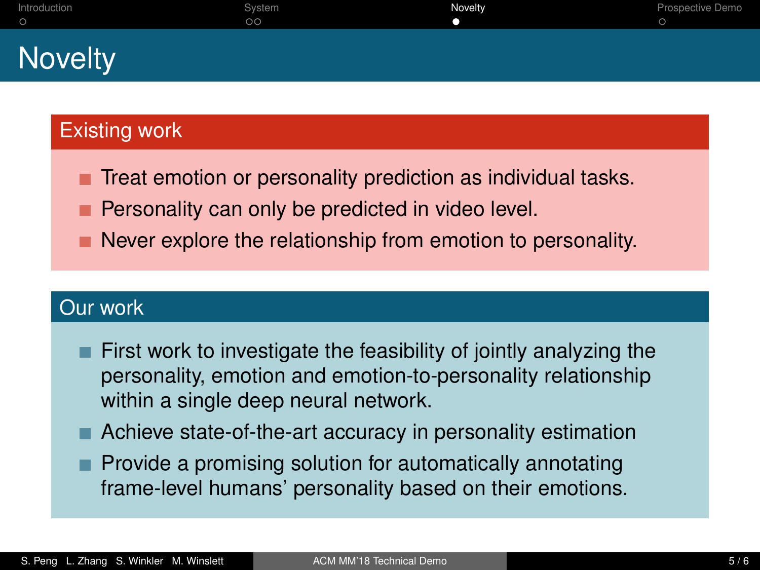# Novelty

## Existing work

- Treat emotion or personality prediction as individual tasks.
- Personality can only be predicted in video level.
- Never explore the relationship from emotion to personality.

## Our work

- First work to investigate the feasibility of jointly analyzing the personality, emotion and emotion-to-personality relationship within a single deep neural network.
- Achieve state-of-the-art accuracy in personality estimation
- Provide a promising solution for automatically annotating frame-level humans' personality based on their emotions.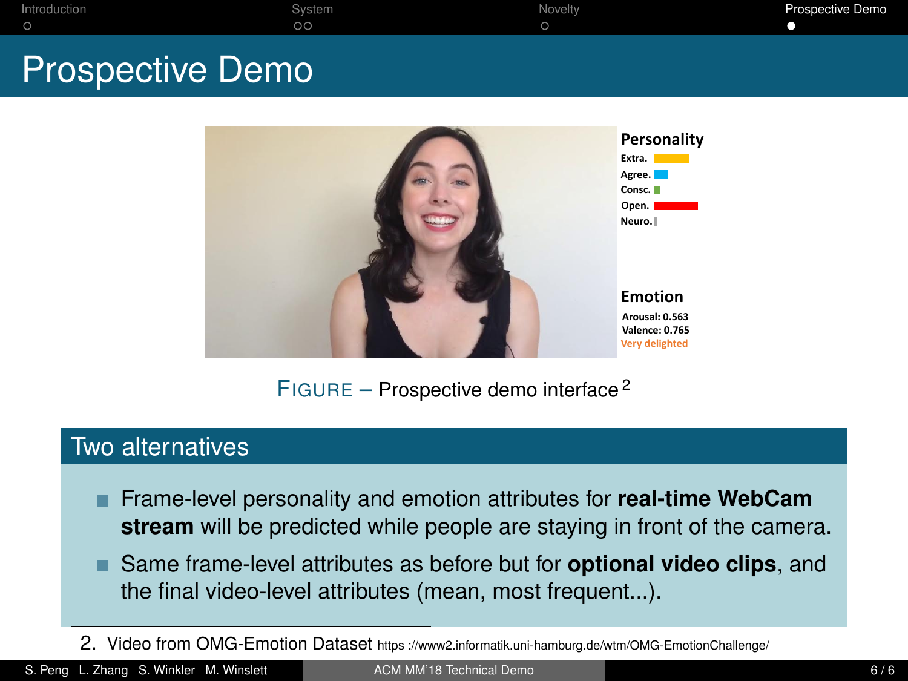# Prospective Demo

Personality

Extra.

Agree.

Consc.

Open.

Neuro.

Emotion

Arousal: 0.563

Valence: 0.765

Very delighted

FIGURE – Prospective demo interface [2]

## Two alternatives

- Frame-level personality and emotion attributes for **real-time WebCam stream** will be predicted while people are staying in front of the camera.
- Same frame-level attributes as before but for **optional video clips**, and the final video-level attributes (mean, most frequent...).

2. Video from OMG-Emotion Dataset https ://www2.informatik.uni-hamburg.de/wtm/OMG-EmotionChallenge/